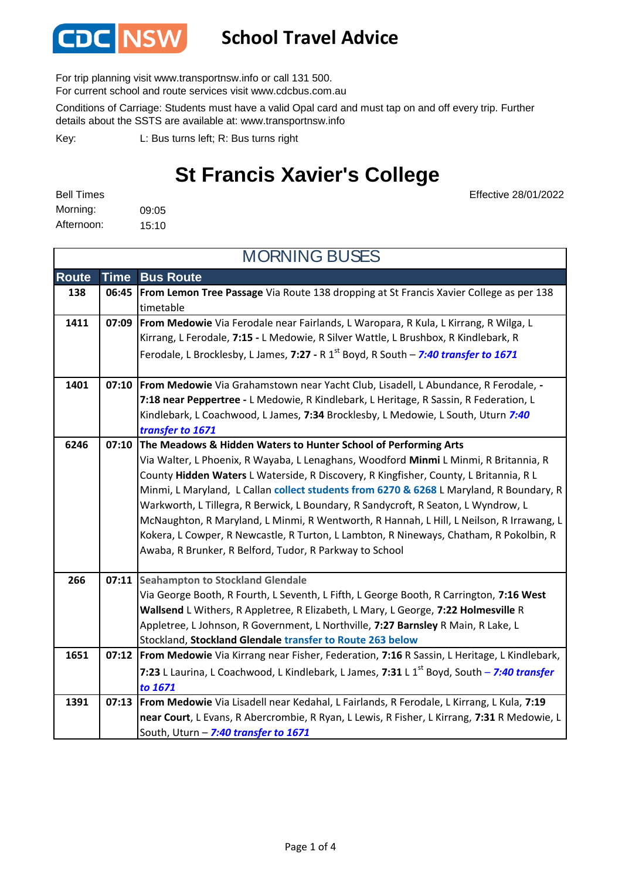# CDC NSW School Travel Advice

For trip planning visit www.transportnsw.info or call 131 500.
For current school and route services visit www.cdcbus.com.au

Conditions of Carriage: Students must have a valid Opal card and must tap on and off every trip. Further details about the SSTS are available at: www.transportnsw.info

Key: L: Bus turns left; R: Bus turns right

## St Francis Xavier's College

Effective 28/01/2022

Bell Times
Morning: 09:05
Afternoon: 15:10

### MORNING BUSES

| Route | Time | Bus Route |
|---|---|---|
| 138 | 06:45 | **From Lemon Tree Passage** Via Route 138 dropping at St Francis Xavier College as per 138 timetable |
| 1411 | 07:09 | **From Medowie** Via Ferodale near Fairlands, L Waropara, R Kula, L Kirrang, R Wilga, L Kirrang, L Ferodale, **7:15 -** L Medowie, R Silver Wattle, L Brushbox, R Kindlebark, R Ferodale, L Brocklesby, L James, **7:27 -** R 1st Boyd, R South – ***7:40 transfer to 1671*** |
| 1401 | 07:10 | **From Medowie** Via Grahamstown near Yacht Club, Lisadell, L Abundance, R Ferodale, **- 7:18 near Peppertree -** L Medowie, R Kindlebark, L Heritage, R Sassin, R Federation, L Kindlebark, L Coachwood, L James, **7:34** Brocklesby, L Medowie, L South, Uturn ***7:40 transfer to 1671*** |
| 6246 | 07:10 | **The Meadows & Hidden Waters to Hunter School of Performing Arts** Via Walter, L Phoenix, R Wayaba, L Lenaghans, Woodford **Minmi** L Minmi, R Britannia, R County **Hidden Waters** L Waterside, R Discovery, R Kingfisher, County, L Britannia, R L Minmi, L Maryland, L Callan **collect students from 6270 & 6268** L Maryland, R Boundary, R Warkworth, L Tillegra, R Berwick, L Boundary, R Sandycroft, R Seaton, L Wyndrow, L McNaughton, R Maryland, L Minmi, R Wentworth, R Hannah, L Hill, L Neilson, R Irrawang, L Kokera, L Cowper, R Newcastle, R Turton, L Lambton, R Nineways, Chatham, R Pokolbin, R Awaba, R Brunker, R Belford, Tudor, R Parkway to School |
| 266 | 07:11 | **Seahampton to Stockland Glendale** Via George Booth, R Fourth, L Seventh, L Fifth, L George Booth, R Carrington, **7:16 West Wallsend** L Withers, R Appletree, R Elizabeth, L Mary, L George, **7:22 Holmesville** R Appletree, L Johnson, R Government, L Northville, **7:27 Barnsley** R Main, R Lake, L Stockland, **Stockland Glendale** **transfer to Route 263 below** |
| 1651 | 07:12 | **From Medowie** Via Kirrang near Fisher, Federation, **7:16** R Sassin, L Heritage, L Kindlebark, **7:23** L Laurina, L Coachwood, L Kindlebark, L James, **7:31** L 1st Boyd, South – ***7:40 transfer to 1671*** |
| 1391 | 07:13 | **From Medowie** Via Lisadell near Kedahal, L Fairlands, R Ferodale, L Kirrang, L Kula, **7:19 near Court**, L Evans, R Abercrombie, R Ryan, L Lewis, R Fisher, L Kirrang, **7:31** R Medowie, L South, Uturn – ***7:40 transfer to 1671*** |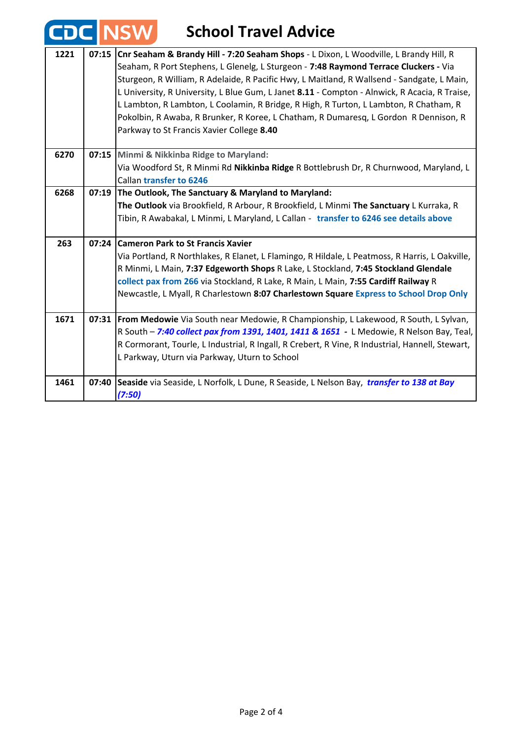# CDC NSW School Travel Advice

| | | |
|---|---|---|
| **1221** | **07:15** | **Cnr Seaham & Brandy Hill - 7:20 Seaham Shops** - L Dixon, L Woodville, L Brandy Hill, R Seaham, R Port Stephens, L Glenelg, L Sturgeon - **7:48 Raymond Terrace Cluckers -** Via Sturgeon, R William, R Adelaide, R Pacific Hwy, L Maitland, R Wallsend - Sandgate, L Main, L University, R University, L Blue Gum, L Janet **8.11** - Compton - Alnwick, R Acacia, R Traise, L Lambton, R Lambton, L Coolamin, R Bridge, R High, R Turton, L Lambton, R Chatham, R Pokolbin, R Awaba, R Brunker, R Koree, L Chatham, R Dumaresq, L Gordon R Dennison, R Parkway to St Francis Xavier College **8.40** |
| **6270** | **07:15** | **Minmi & Nikkinba Ridge to Maryland:** Via Woodford St, R Minmi Rd **Nikkinba Ridge** R Bottlebrush Dr, R Churnwood, Maryland, L Callan **transfer to 6246** |
| **6268** | **07:19** | **The Outlook, The Sanctuary & Maryland to Maryland:** **The Outlook** via Brookfield, R Arbour, R Brookfield, L Minmi **The Sanctuary** L Kurraka, R Tibin, R Awabakal, L Minmi, L Maryland, L Callan - **transfer to 6246 see details above** |
| **263** | **07:24** | **Cameron Park to St Francis Xavier** Via Portland, R Northlakes, R Elanet, L Flamingo, R Hildale, L Peatmoss, R Harris, L Oakville, R Minmi, L Main, **7:37 Edgeworth Shops** R Lake, L Stockland, **7:45 Stockland Glendale** collect pax from 266 via Stockland, R Lake, R Main, L Main, **7:55 Cardiff Railway** R Newcastle, L Myall, R Charlestown **8:07 Charlestown Square** Express to School Drop Only |
| **1671** | **07:31** | **From Medowie** Via South near Medowie, R Championship, L Lakewood, R South, L Sylvan, R South – ***7:40 collect pax from 1391, 1401, 1411 & 1651*** **-** L Medowie, R Nelson Bay, Teal, R Cormorant, Tourle, L Industrial, R Ingall, R Crebert, R Vine, R Industrial, Hannell, Stewart, L Parkway, Uturn via Parkway, Uturn to School |
| **1461** | **07:40** | **Seaside** via Seaside, L Norfolk, L Dune, R Seaside, L Nelson Bay, ***transfer to 138 at Bay (7:50)*** |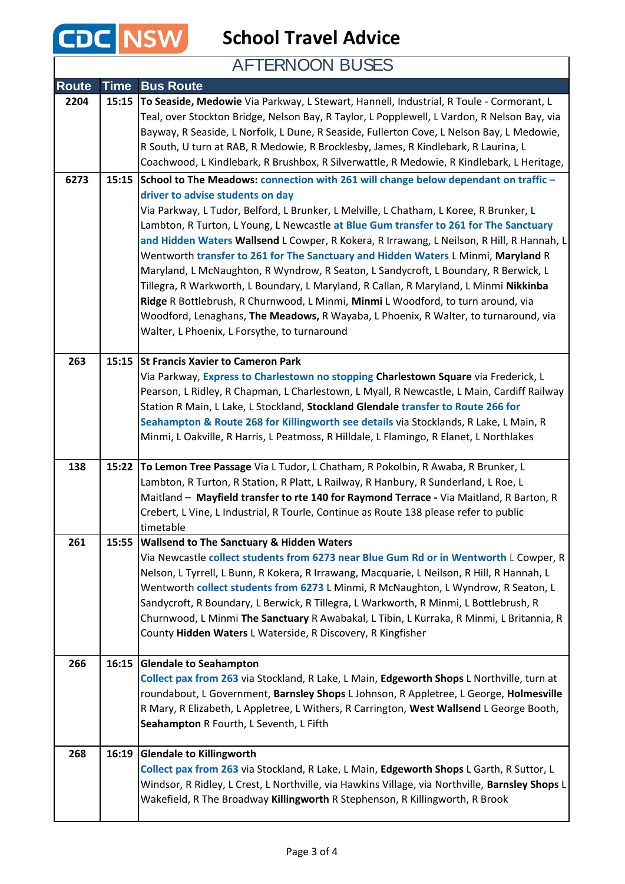CDC NSW

# School Travel Advice

## AFTERNOON BUSES

| Route | Time | Bus Route |
|---|---|---|
| 2204 | 15:15 | **To Seaside, Medowie** Via Parkway, L Stewart, Hannell, Industrial, R Toule - Cormorant, L Teal, over Stockton Bridge, Nelson Bay, R Taylor, L Popplewell, L Vardon, R Nelson Bay, via Bayway, R Seaside, L Norfolk, L Dune, R Seaside, Fullerton Cove, L Nelson Bay, L Medowie, R South, U turn at RAB, R Medowie, R Brocklesby, James, R Kindlebark, R Laurina, L Coachwood, L Kindlebark, R Brushbox, R Silverwattle, R Medowie, R Kindlebark, L Heritage, |
| 6273 | 15:15 | **School to The Meadows: connection with 261 will change below dependant on traffic – driver to advise students on day** Via Parkway, L Tudor, Belford, L Brunker, L Melville, L Chatham, L Koree, R Brunker, L Lambton, R Turton, L Young, L Newcastle **at Blue Gum transfer to 261 for The Sanctuary and Hidden Waters Wallsend** L Cowper, R Kokera, R Irrawang, L Neilson, R Hill, R Hannah, L Wentworth **transfer to 261 for The Sanctuary and Hidden Waters** L Minmi, **Maryland** R Maryland, L McNaughton, R Wyndrow, R Seaton, L Sandycroft, L Boundary, R Berwick, L Tillegra, R Warkworth, L Boundary, L Maryland, R Callan, R Maryland, L Minmi **Nikkinba Ridge** R Bottlebrush, R Churnwood, L Minmi, **Minmi** L Woodford, to turn around, via Woodford, Lenaghans, **The Meadows,** R Wayaba, L Phoenix, R Walter, to turnaround, via Walter, L Phoenix, L Forsythe, to turnaround |
| 263 | 15:15 | **St Francis Xavier to Cameron Park** Via Parkway, **Express to Charlestown no stopping Charlestown Square** via Frederick, L Pearson, L Ridley, R Chapman, L Charlestown, L Myall, R Newcastle, L Main, Cardiff Railway Station R Main, L Lake, L Stockland, **Stockland Glendale transfer to Route 266 for Seahampton & Route 268 for Killingworth see details** via Stocklands, R Lake, L Main, R Minmi, L Oakville, R Harris, L Peatmoss, R Hilldale, L Flamingo, R Elanet, L Northlakes |
| 138 | 15:22 | **To Lemon Tree Passage** Via L Tudor, L Chatham, R Pokolbin, R Awaba, R Brunker, L Lambton, R Turton, R Station, R Platt, L Railway, R Hanbury, R Sunderland, L Roe, L Maitland – **Mayfield transfer to rte 140 for Raymond Terrace -** Via Maitland, R Barton, R Crebert, L Vine, L Industrial, R Tourle, Continue as Route 138 please refer to public timetable |
| 261 | 15:55 | **Wallsend to The Sanctuary & Hidden Waters** Via Newcastle **collect students from 6273 near Blue Gum Rd or in Wentworth** L Cowper, R Nelson, L Tyrrell, L Bunn, R Kokera, R Irrawang, Macquarie, L Neilson, R Hill, R Hannah, L Wentworth **collect students from 6273** L Minmi, R McNaughton, L Wyndrow, R Seaton, L Sandycroft, R Boundary, L Berwick, R Tillegra, L Warkworth, R Minmi, L Bottlebrush, R Churnwood, L Minmi **The Sanctuary** R Awabakal, L Tibin, L Kurraka, R Minmi, L Britannia, R County **Hidden Waters** L Waterside, R Discovery, R Kingfisher |
| 266 | 16:15 | **Glendale to Seahampton** **Collect pax from 263** via Stockland, R Lake, L Main, **Edgeworth Shops** L Northville, turn at roundabout, L Government, **Barnsley Shops** L Johnson, R Appletree, L George, **Holmesville** R Mary, R Elizabeth, L Appletree, L Withers, R Carrington, **West Wallsend** L George Booth, **Seahampton** R Fourth, L Seventh, L Fifth |
| 268 | 16:19 | **Glendale to Killingworth** **Collect pax from 263** via Stockland, R Lake, L Main, **Edgeworth Shops** L Garth, R Suttor, L Windsor, R Ridley, L Crest, L Northville, via Hawkins Village, via Northville, **Barnsley Shops** L Wakefield, R The Broadway **Killingworth** R Stephenson, R Killingworth, R Brook |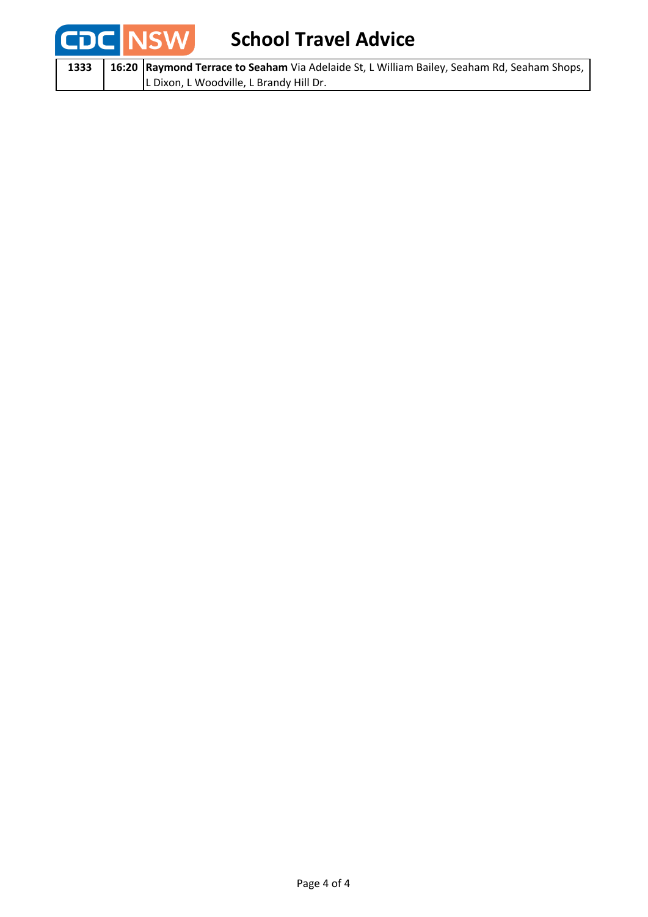# School Travel Advice

| | | |
|---|---|---|
| 1333 | 16:20 | **Raymond Terrace to Seaham** Via Adelaide St, L William Bailey, Seaham Rd, Seaham Shops, L Dixon, L Woodville, L Brandy Hill Dr. |